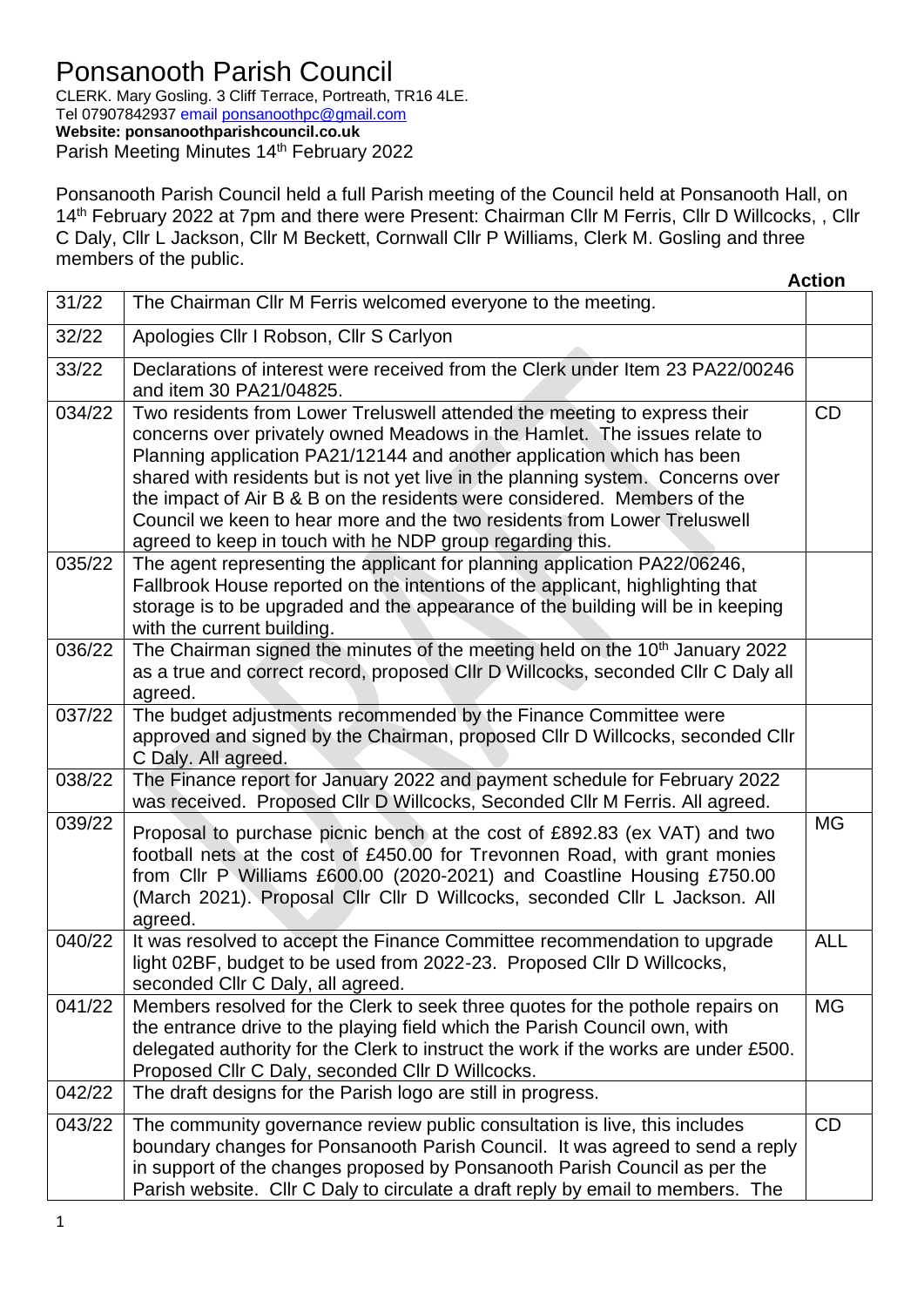# Ponsanooth Parish Council

CLERK. Mary Gosling. 3 Cliff Terrace, Portreath, TR16 4LE.
Tel 07907842937 email ponsanoothpc@gmail.com
**Website: ponsanoothparishcouncil.co.uk**
Parish Meeting Minutes 14th February 2022

Ponsanooth Parish Council held a full Parish meeting of the Council held at Ponsanooth Hall, on 14th February 2022 at 7pm and there were Present: Chairman Cllr M Ferris, Cllr D Willcocks, , Cllr C Daly, Cllr L Jackson, Cllr M Beckett, Cornwall Cllr P Williams, Clerk M. Gosling and three members of the public.

| | | **Action** |
|---|---|---|
| 31/22 | The Chairman Cllr M Ferris welcomed everyone to the meeting. | |
| 32/22 | Apologies Cllr I Robson, Cllr S Carlyon | |
| 33/22 | Declarations of interest were received from the Clerk under Item 23 PA22/00246 and item 30 PA21/04825. | |
| 034/22 | Two residents from Lower Treluswell attended the meeting to express their concerns over privately owned Meadows in the Hamlet. The issues relate to Planning application PA21/12144 and another application which has been shared with residents but is not yet live in the planning system. Concerns over the impact of Air B & B on the residents were considered. Members of the Council we keen to hear more and the two residents from Lower Treluswell agreed to keep in touch with he NDP group regarding this. | CD |
| 035/22 | The agent representing the applicant for planning application PA22/06246, Fallbrook House reported on the intentions of the applicant, highlighting that storage is to be upgraded and the appearance of the building will be in keeping with the current building. | |
| 036/22 | The Chairman signed the minutes of the meeting held on the 10th January 2022 as a true and correct record, proposed Cllr D Willcocks, seconded Cllr C Daly all agreed. | |
| 037/22 | The budget adjustments recommended by the Finance Committee were approved and signed by the Chairman, proposed Cllr D Willcocks, seconded Cllr C Daly. All agreed. | |
| 038/22 | The Finance report for January 2022 and payment schedule for February 2022 was received. Proposed Cllr D Willcocks, Seconded Cllr M Ferris. All agreed. | |
| 039/22 | Proposal to purchase picnic bench at the cost of £892.83 (ex VAT) and two football nets at the cost of £450.00 for Trevonnen Road, with grant monies from Cllr P Williams £600.00 (2020-2021) and Coastline Housing £750.00 (March 2021). Proposal Cllr Cllr D Willcocks, seconded Cllr L Jackson. All agreed. | MG |
| 040/22 | It was resolved to accept the Finance Committee recommendation to upgrade light 02BF, budget to be used from 2022-23. Proposed Cllr D Willcocks, seconded Cllr C Daly, all agreed. | ALL |
| 041/22 | Members resolved for the Clerk to seek three quotes for the pothole repairs on the entrance drive to the playing field which the Parish Council own, with delegated authority for the Clerk to instruct the work if the works are under £500. Proposed Cllr C Daly, seconded Cllr D Willcocks. | MG |
| 042/22 | The draft designs for the Parish logo are still in progress. | |
| 043/22 | The community governance review public consultation is live, this includes boundary changes for Ponsanooth Parish Council. It was agreed to send a reply in support of the changes proposed by Ponsanooth Parish Council as per the Parish website. Cllr C Daly to circulate a draft reply by email to members. The | CD |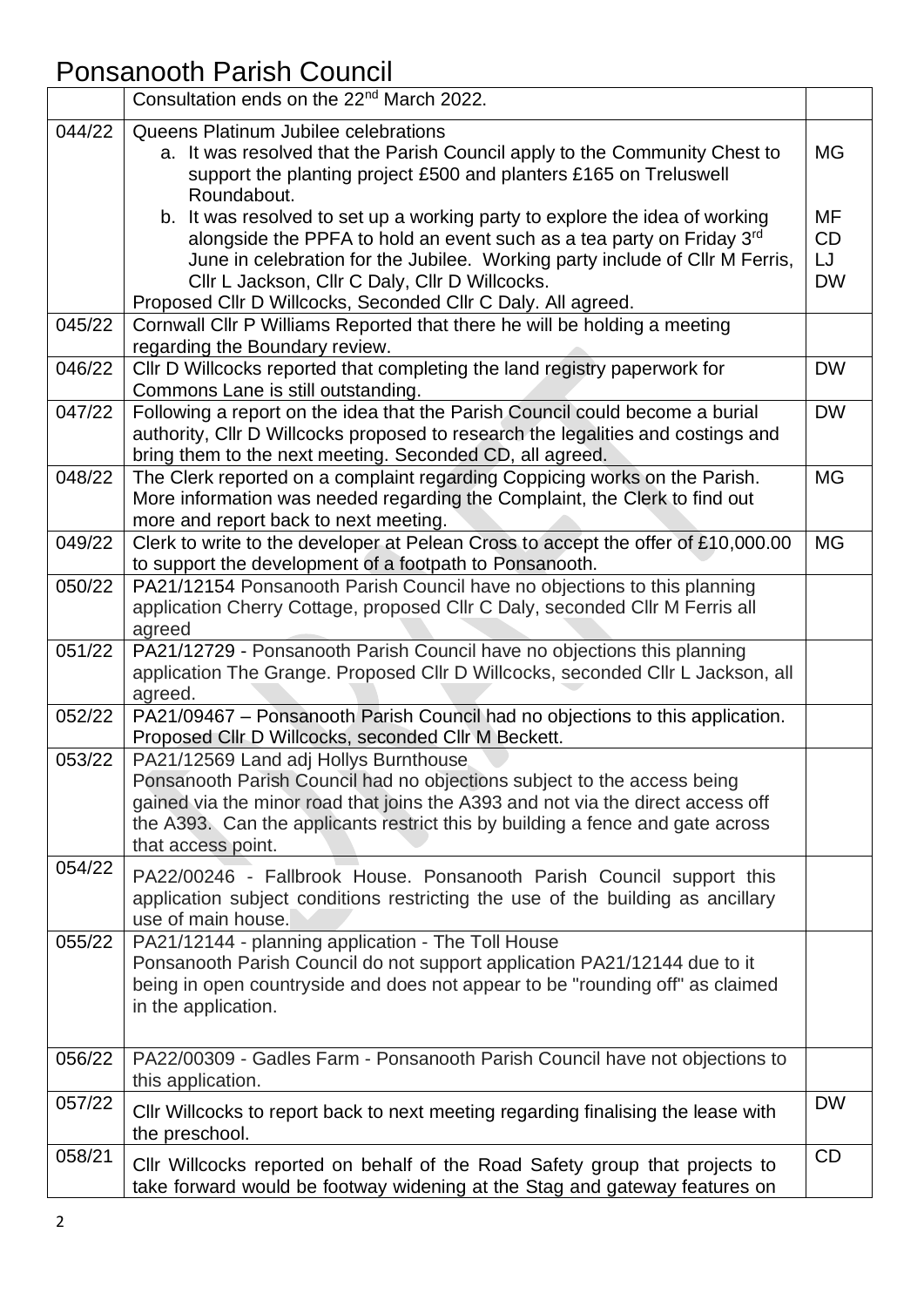# Ponsanooth Parish Council

| | | |
|---|---|---|
| | Consultation ends on the 22nd March 2022. | |
| 044/22 | Queens Platinum Jubilee celebrations<br>a. It was resolved that the Parish Council apply to the Community Chest to support the planting project £500 and planters £165 on Treluswell Roundabout.<br>b. It was resolved to set up a working party to explore the idea of working alongside the PPFA to hold an event such as a tea party on Friday 3rd June in celebration for the Jubilee. Working party include of Cllr M Ferris, Cllr L Jackson, Cllr C Daly, Cllr D Willcocks.<br>Proposed Cllr D Willcocks, Seconded Cllr C Daly. All agreed. | MG<br><br>MF<br>CD<br>LJ<br>DW |
| 045/22 | Cornwall Cllr P Williams Reported that there he will be holding a meeting regarding the Boundary review. | |
| 046/22 | Cllr D Willcocks reported that completing the land registry paperwork for Commons Lane is still outstanding. | DW |
| 047/22 | Following a report on the idea that the Parish Council could become a burial authority, Cllr D Willcocks proposed to research the legalities and costings and bring them to the next meeting. Seconded CD, all agreed. | DW |
| 048/22 | The Clerk reported on a complaint regarding Coppicing works on the Parish. More information was needed regarding the Complaint, the Clerk to find out more and report back to next meeting. | MG |
| 049/22 | Clerk to write to the developer at Pelean Cross to accept the offer of £10,000.00 to support the development of a footpath to Ponsanooth. | MG |
| 050/22 | PA21/12154 Ponsanooth Parish Council have no objections to this planning application Cherry Cottage, proposed Cllr C Daly, seconded Cllr M Ferris all agreed | |
| 051/22 | PA21/12729 - Ponsanooth Parish Council have no objections this planning application The Grange. Proposed Cllr D Willcocks, seconded Cllr L Jackson, all agreed. | |
| 052/22 | PA21/09467 – Ponsanooth Parish Council had no objections to this application. Proposed Cllr D Willcocks, seconded Cllr M Beckett. | |
| 053/22 | PA21/12569 Land adj Hollys Burnthouse<br>Ponsanooth Parish Council had no objections subject to the access being gained via the minor road that joins the A393 and not via the direct access off the A393. Can the applicants restrict this by building a fence and gate across that access point. | |
| 054/22 | PA22/00246 - Fallbrook House. Ponsanooth Parish Council support this application subject conditions restricting the use of the building as ancillary use of main house. | |
| 055/22 | PA21/12144 - planning application - The Toll House<br>Ponsanooth Parish Council do not support application PA21/12144 due to it being in open countryside and does not appear to be "rounding off" as claimed in the application. | |
| 056/22 | PA22/00309 - Gadles Farm - Ponsanooth Parish Council have not objections to this application. | |
| 057/22 | Cllr Willcocks to report back to next meeting regarding finalising the lease with the preschool. | DW |
| 058/21 | Cllr Willcocks reported on behalf of the Road Safety group that projects to take forward would be footway widening at the Stag and gateway features on | CD |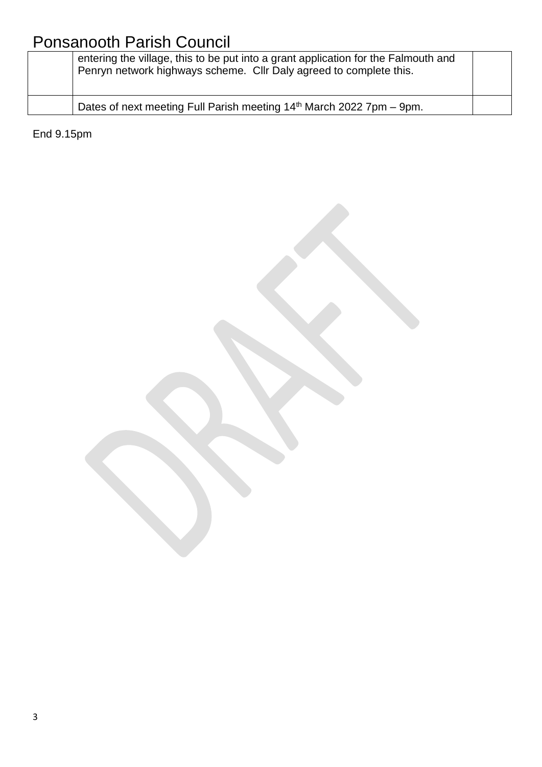| | | |
|---|---|---|
| | entering the village, this to be put into a grant application for the Falmouth and Penryn network highways scheme. Cllr Daly agreed to complete this. | |
| | Dates of next meeting Full Parish meeting 14th March 2022 7pm – 9pm. | |

End 9.15pm